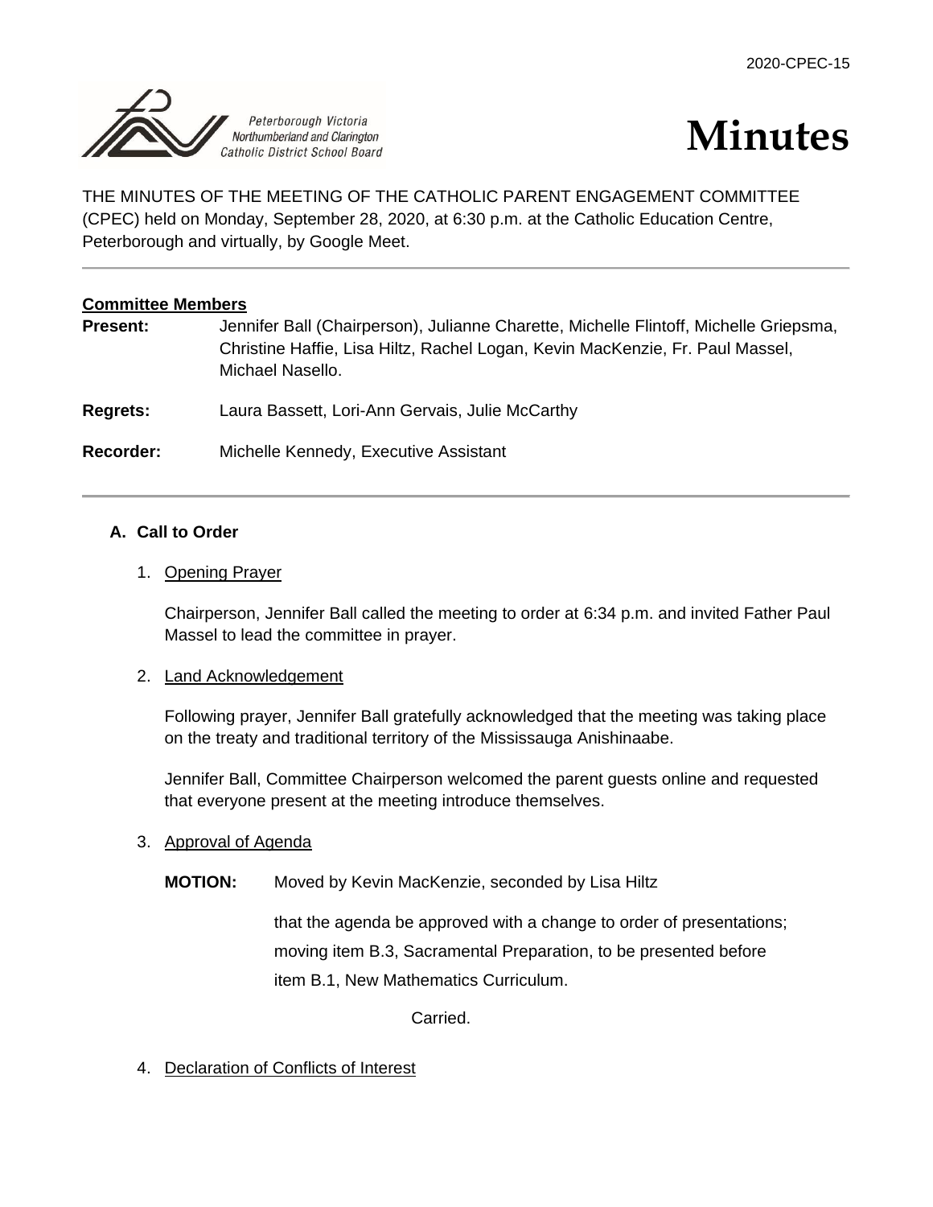2020-CPEC-15

Peterborough Victoria Northumberland and Clarington Catholic District School Board

# Minutes

THE MINUTES OF THE MEETING OF THE CATHOLIC PARENT ENGAGEMENT COMMITTEE (CPEC) held on Monday, September 28, 2020, at 6:30 p.m. at the Catholic Education Centre, Peterborough and virtually, by Google Meet.

---

**Committee Members**

**Present:** Jennifer Ball (Chairperson), Julianne Charette, Michelle Flintoff, Michelle Griepsma, Christine Haffie, Lisa Hiltz, Rachel Logan, Kevin MacKenzie, Fr. Paul Massel, Michael Nasello.

**Regrets:** Laura Bassett, Lori-Ann Gervais, Julie McCarthy

**Recorder:** Michelle Kennedy, Executive Assistant

---

## A. Call to Order

1. Opening Prayer

   Chairperson, Jennifer Ball called the meeting to order at 6:34 p.m. and invited Father Paul Massel to lead the committee in prayer.

2. Land Acknowledgement

   Following prayer, Jennifer Ball gratefully acknowledged that the meeting was taking place on the treaty and traditional territory of the Mississauga Anishinaabe.

   Jennifer Ball, Committee Chairperson welcomed the parent guests online and requested that everyone present at the meeting introduce themselves.

3. Approval of Agenda

   **MOTION:** Moved by Kevin MacKenzie, seconded by Lisa Hiltz

   that the agenda be approved with a change to order of presentations; moving item B.3, Sacramental Preparation, to be presented before item B.1, New Mathematics Curriculum.

   Carried.

4. Declaration of Conflicts of Interest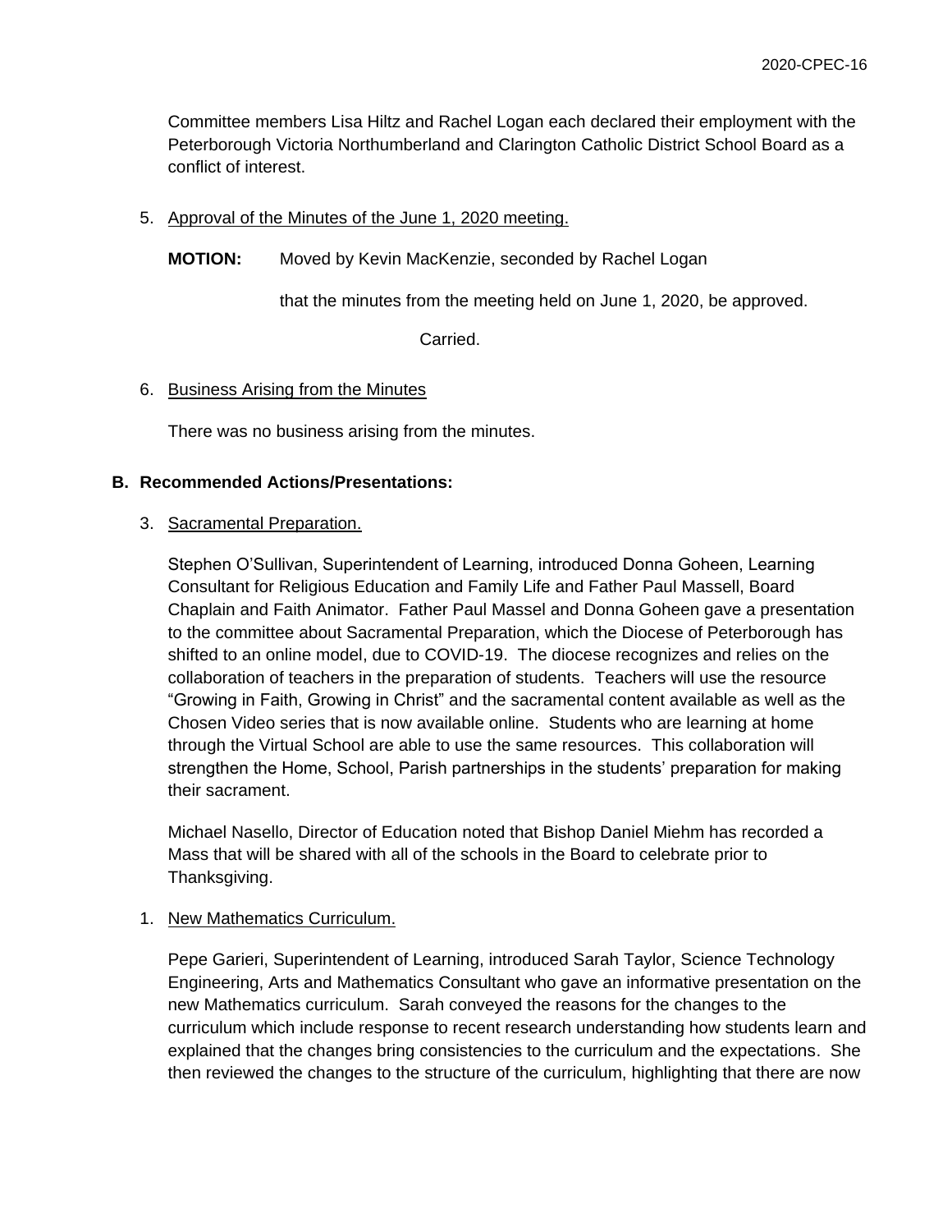Committee members Lisa Hiltz and Rachel Logan each declared their employment with the Peterborough Victoria Northumberland and Clarington Catholic District School Board as a conflict of interest.

5. Approval of the Minutes of the June 1, 2020 meeting.

   **MOTION:** Moved by Kevin MacKenzie, seconded by Rachel Logan

   that the minutes from the meeting held on June 1, 2020, be approved.

   Carried.

6. Business Arising from the Minutes

   There was no business arising from the minutes.

**B. Recommended Actions/Presentations:**

3. Sacramental Preparation.

   Stephen O'Sullivan, Superintendent of Learning, introduced Donna Goheen, Learning Consultant for Religious Education and Family Life and Father Paul Massell, Board Chaplain and Faith Animator. Father Paul Massel and Donna Goheen gave a presentation to the committee about Sacramental Preparation, which the Diocese of Peterborough has shifted to an online model, due to COVID-19. The diocese recognizes and relies on the collaboration of teachers in the preparation of students. Teachers will use the resource "Growing in Faith, Growing in Christ" and the sacramental content available as well as the Chosen Video series that is now available online. Students who are learning at home through the Virtual School are able to use the same resources. This collaboration will strengthen the Home, School, Parish partnerships in the students' preparation for making their sacrament.

   Michael Nasello, Director of Education noted that Bishop Daniel Miehm has recorded a Mass that will be shared with all of the schools in the Board to celebrate prior to Thanksgiving.

1. New Mathematics Curriculum.

   Pepe Garieri, Superintendent of Learning, introduced Sarah Taylor, Science Technology Engineering, Arts and Mathematics Consultant who gave an informative presentation on the new Mathematics curriculum. Sarah conveyed the reasons for the changes to the curriculum which include response to recent research understanding how students learn and explained that the changes bring consistencies to the curriculum and the expectations. She then reviewed the changes to the structure of the curriculum, highlighting that there are now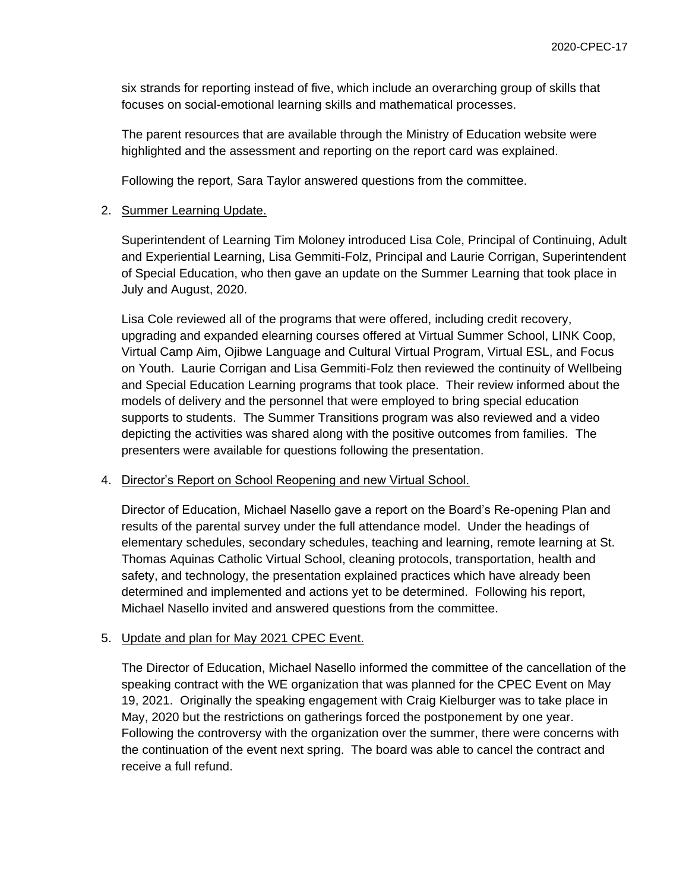six strands for reporting instead of five, which include an overarching group of skills that focuses on social-emotional learning skills and mathematical processes.

The parent resources that are available through the Ministry of Education website were highlighted and the assessment and reporting on the report card was explained.

Following the report, Sara Taylor answered questions from the committee.

2. Summer Learning Update.

   Superintendent of Learning Tim Moloney introduced Lisa Cole, Principal of Continuing, Adult and Experiential Learning, Lisa Gemmiti-Folz, Principal and Laurie Corrigan, Superintendent of Special Education, who then gave an update on the Summer Learning that took place in July and August, 2020.

   Lisa Cole reviewed all of the programs that were offered, including credit recovery, upgrading and expanded elearning courses offered at Virtual Summer School, LINK Coop, Virtual Camp Aim, Ojibwe Language and Cultural Virtual Program, Virtual ESL, and Focus on Youth. Laurie Corrigan and Lisa Gemmiti-Folz then reviewed the continuity of Wellbeing and Special Education Learning programs that took place. Their review informed about the models of delivery and the personnel that were employed to bring special education supports to students. The Summer Transitions program was also reviewed and a video depicting the activities was shared along with the positive outcomes from families. The presenters were available for questions following the presentation.

4. Director's Report on School Reopening and new Virtual School.

   Director of Education, Michael Nasello gave a report on the Board's Re-opening Plan and results of the parental survey under the full attendance model. Under the headings of elementary schedules, secondary schedules, teaching and learning, remote learning at St. Thomas Aquinas Catholic Virtual School, cleaning protocols, transportation, health and safety, and technology, the presentation explained practices which have already been determined and implemented and actions yet to be determined. Following his report, Michael Nasello invited and answered questions from the committee.

5. Update and plan for May 2021 CPEC Event.

   The Director of Education, Michael Nasello informed the committee of the cancellation of the speaking contract with the WE organization that was planned for the CPEC Event on May 19, 2021. Originally the speaking engagement with Craig Kielburger was to take place in May, 2020 but the restrictions on gatherings forced the postponement by one year. Following the controversy with the organization over the summer, there were concerns with the continuation of the event next spring. The board was able to cancel the contract and receive a full refund.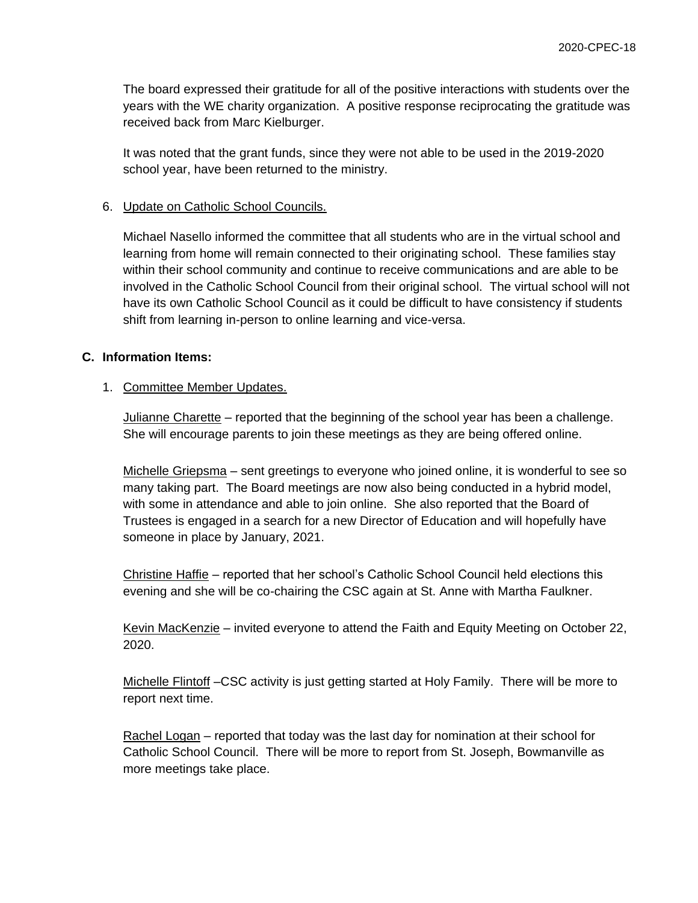The board expressed their gratitude for all of the positive interactions with students over the years with the WE charity organization. A positive response reciprocating the gratitude was received back from Marc Kielburger.

It was noted that the grant funds, since they were not able to be used in the 2019-2020 school year, have been returned to the ministry.

6. Update on Catholic School Councils.

   Michael Nasello informed the committee that all students who are in the virtual school and learning from home will remain connected to their originating school. These families stay within their school community and continue to receive communications and are able to be involved in the Catholic School Council from their original school. The virtual school will not have its own Catholic School Council as it could be difficult to have consistency if students shift from learning in-person to online learning and vice-versa.

**C. Information Items:**

1. Committee Member Updates.

   Julianne Charette – reported that the beginning of the school year has been a challenge. She will encourage parents to join these meetings as they are being offered online.

   Michelle Griepsma – sent greetings to everyone who joined online, it is wonderful to see so many taking part. The Board meetings are now also being conducted in a hybrid model, with some in attendance and able to join online. She also reported that the Board of Trustees is engaged in a search for a new Director of Education and will hopefully have someone in place by January, 2021.

   Christine Haffie – reported that her school's Catholic School Council held elections this evening and she will be co-chairing the CSC again at St. Anne with Martha Faulkner.

   Kevin MacKenzie – invited everyone to attend the Faith and Equity Meeting on October 22, 2020.

   Michelle Flintoff –CSC activity is just getting started at Holy Family. There will be more to report next time.

   Rachel Logan – reported that today was the last day for nomination at their school for Catholic School Council. There will be more to report from St. Joseph, Bowmanville as more meetings take place.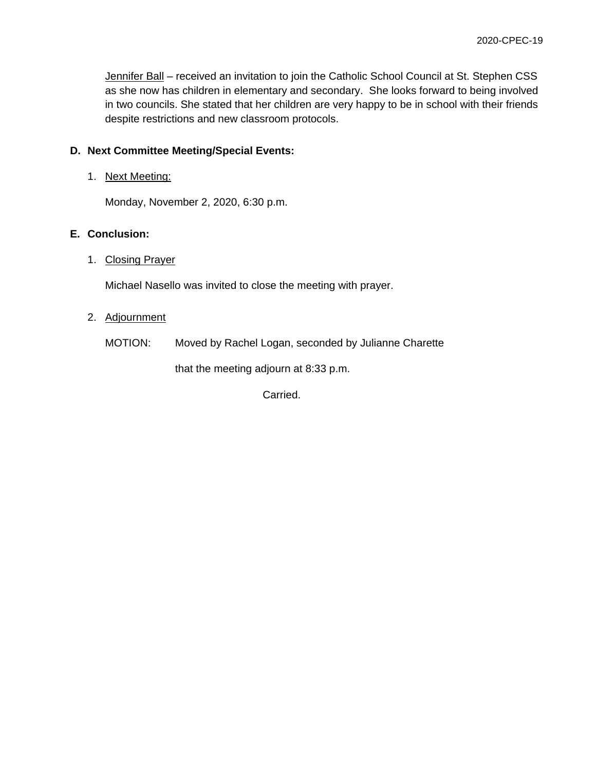Jennifer Ball – received an invitation to join the Catholic School Council at St. Stephen CSS as she now has children in elementary and secondary. She looks forward to being involved in two councils. She stated that her children are very happy to be in school with their friends despite restrictions and new classroom protocols.

**D. Next Committee Meeting/Special Events:**

1. Next Meeting:

   Monday, November 2, 2020, 6:30 p.m.

**E. Conclusion:**

1. Closing Prayer

   Michael Nasello was invited to close the meeting with prayer.

2. Adjournment

   MOTION: Moved by Rachel Logan, seconded by Julianne Charette

   that the meeting adjourn at 8:33 p.m.

   Carried.